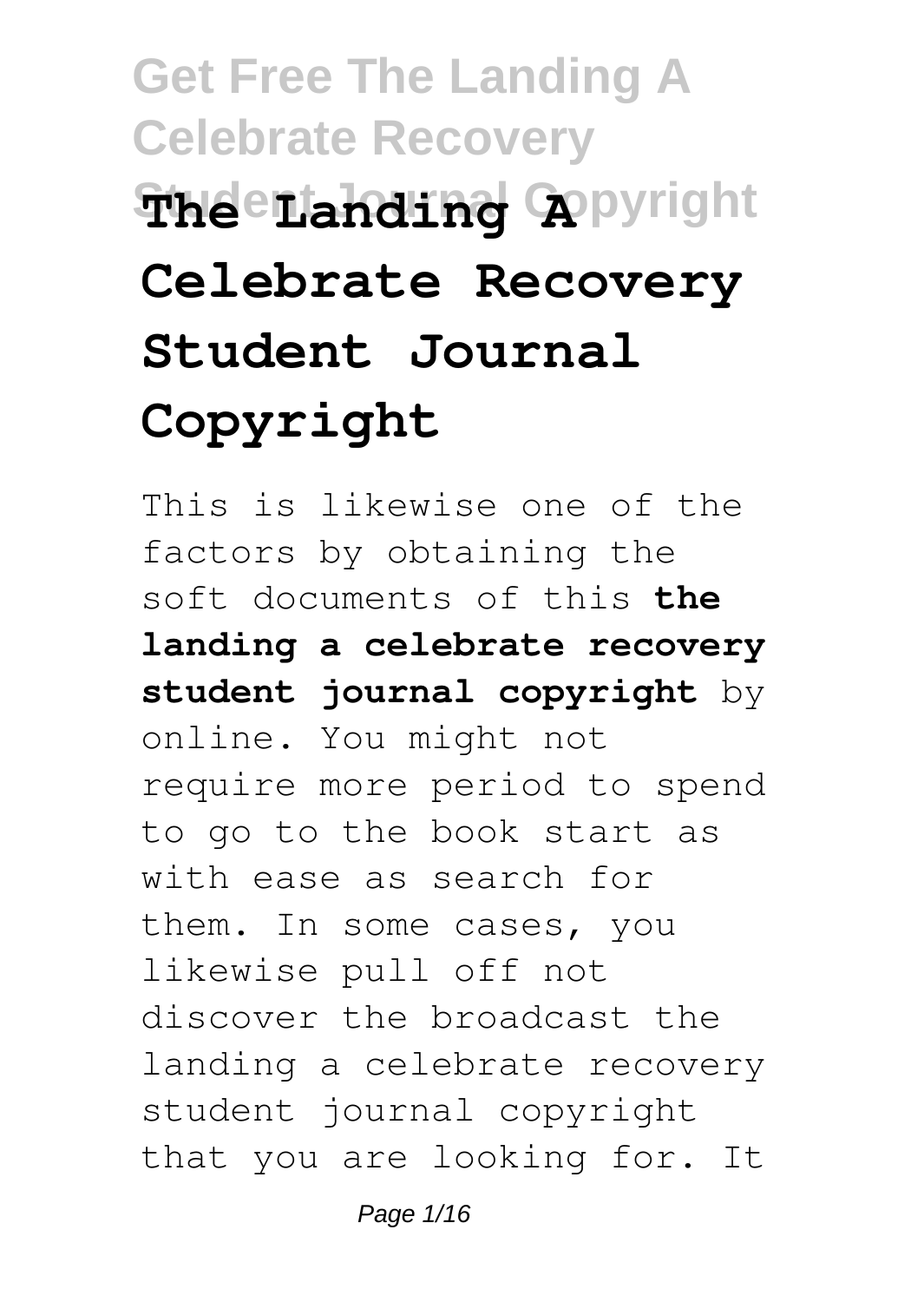# Get Free The Landing A Celebrate Recovery Student Journal Copyright

# The Landing A Celebrate Recovery Student Journal Copyright

This is likewise one of the factors by obtaining the soft documents of this **the landing a celebrate recovery student journal copyright** by online. You might not require more period to spend to go to the book start as with ease as search for them. In some cases, you likewise pull off not discover the broadcast the landing a celebrate recovery student journal copyright that you are looking for. It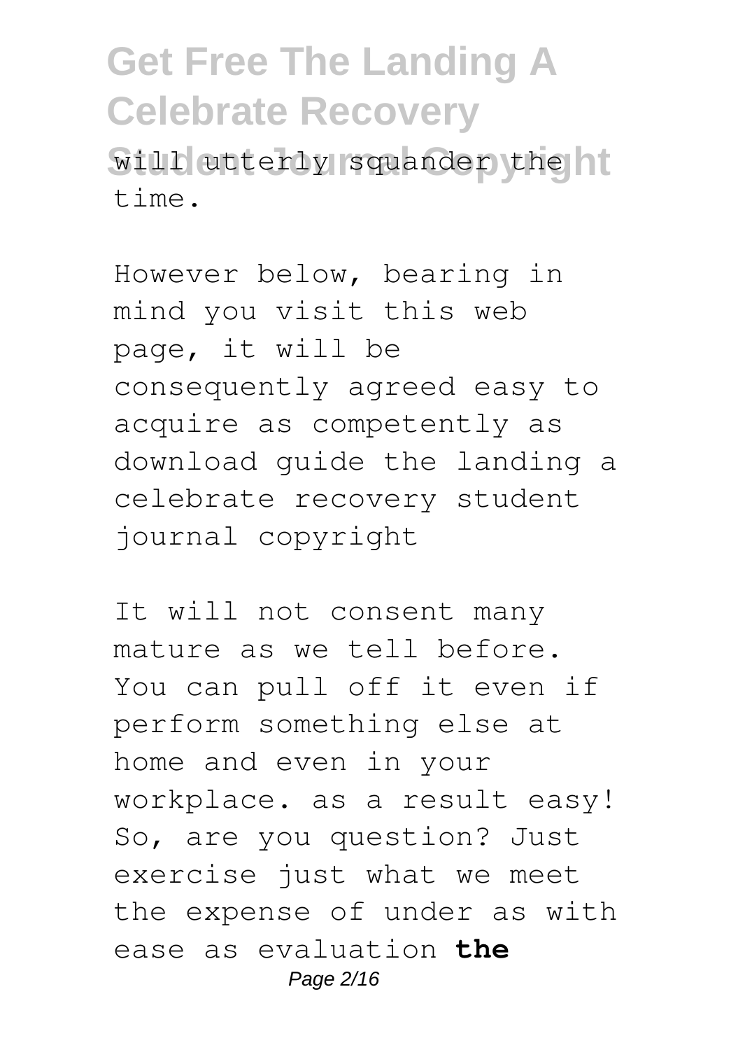will utterly squander the time.

However below, bearing in mind you visit this web page, it will be consequently agreed easy to acquire as competently as download guide the landing a celebrate recovery student journal copyright

It will not consent many mature as we tell before. You can pull off it even if perform something else at home and even in your workplace. as a result easy! So, are you question? Just exercise just what we meet the expense of under as with ease as evaluation **the**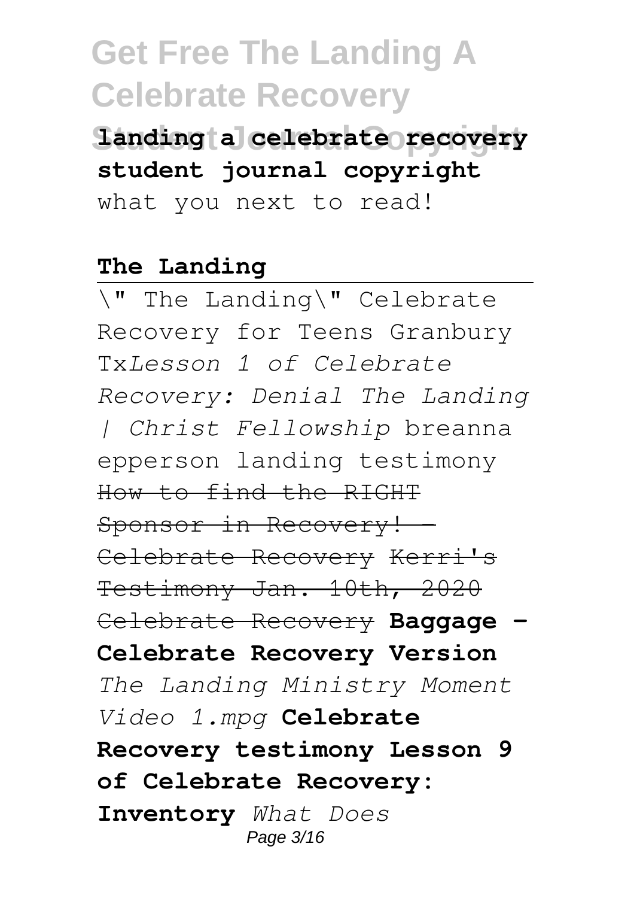**landing a celebrate recovery student journal copyright** what you next to read!

**The Landing**

\" The Landing\" Celebrate Recovery for Teens Granbury Tx*Lesson 1 of Celebrate Recovery: Denial The Landing | Christ Fellowship* breanna epperson landing testimony ~~How to find the RIGHT Sponsor in Recovery! - Celebrate Recovery~~ ~~Kerri's Testimony Jan. 10th, 2020 Celebrate Recovery~~ **Baggage - Celebrate Recovery Version** *The Landing Ministry Moment Video 1.mpg* **Celebrate Recovery testimony Lesson 9 of Celebrate Recovery: Inventory** *What Does*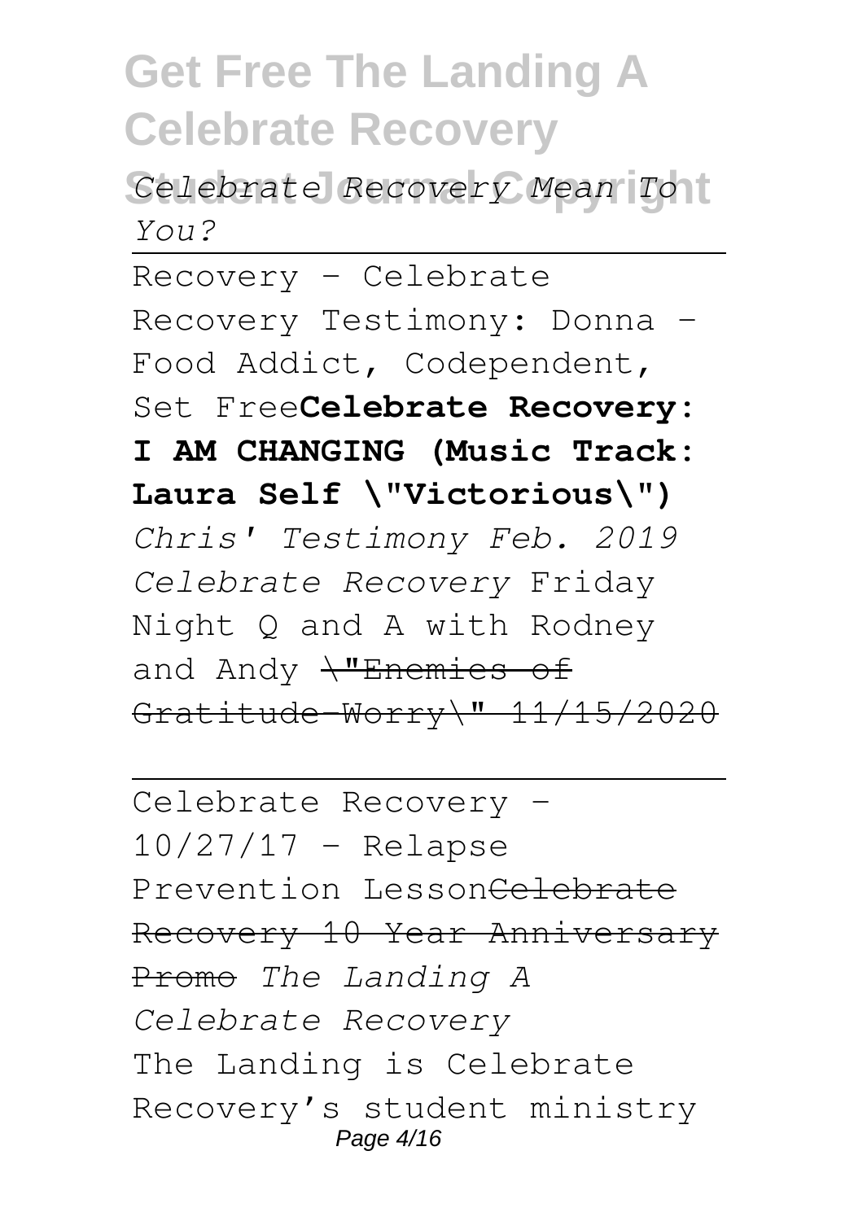*Celebrate Recovery Mean To You?*

Recovery - Celebrate Recovery Testimony: Donna - Food Addict, Codependent, Set Free**Celebrate Recovery: I AM CHANGING (Music Track: Laura Self \"Victorious\")** *Chris' Testimony Feb. 2019 Celebrate Recovery* Friday Night Q and A with Rodney and Andy ~~\"Enemies of Gratitude-Worry\" 11/15/2020~~

Celebrate Recovery - 10/27/17 - Relapse Prevention Lesson~~Celebrate Recovery 10 Year Anniversary Promo~~ *The Landing A Celebrate Recovery*

The Landing is Celebrate Recovery's student ministry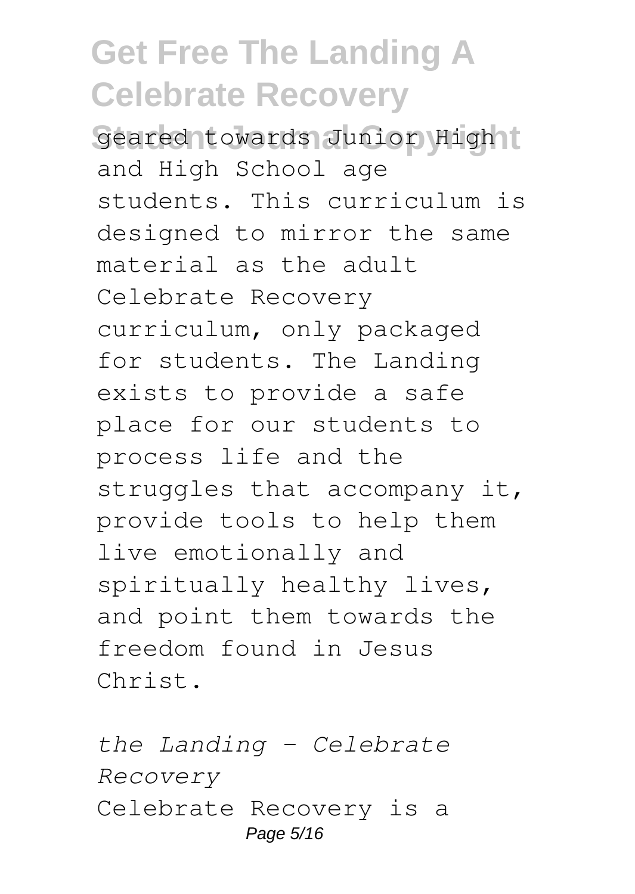geared towards Junior High and High School age students. This curriculum is designed to mirror the same material as the adult Celebrate Recovery curriculum, only packaged for students. The Landing exists to provide a safe place for our students to process life and the struggles that accompany it, provide tools to help them live emotionally and spiritually healthy lives, and point them towards the freedom found in Jesus Christ.

*the Landing - Celebrate Recovery*

Celebrate Recovery is a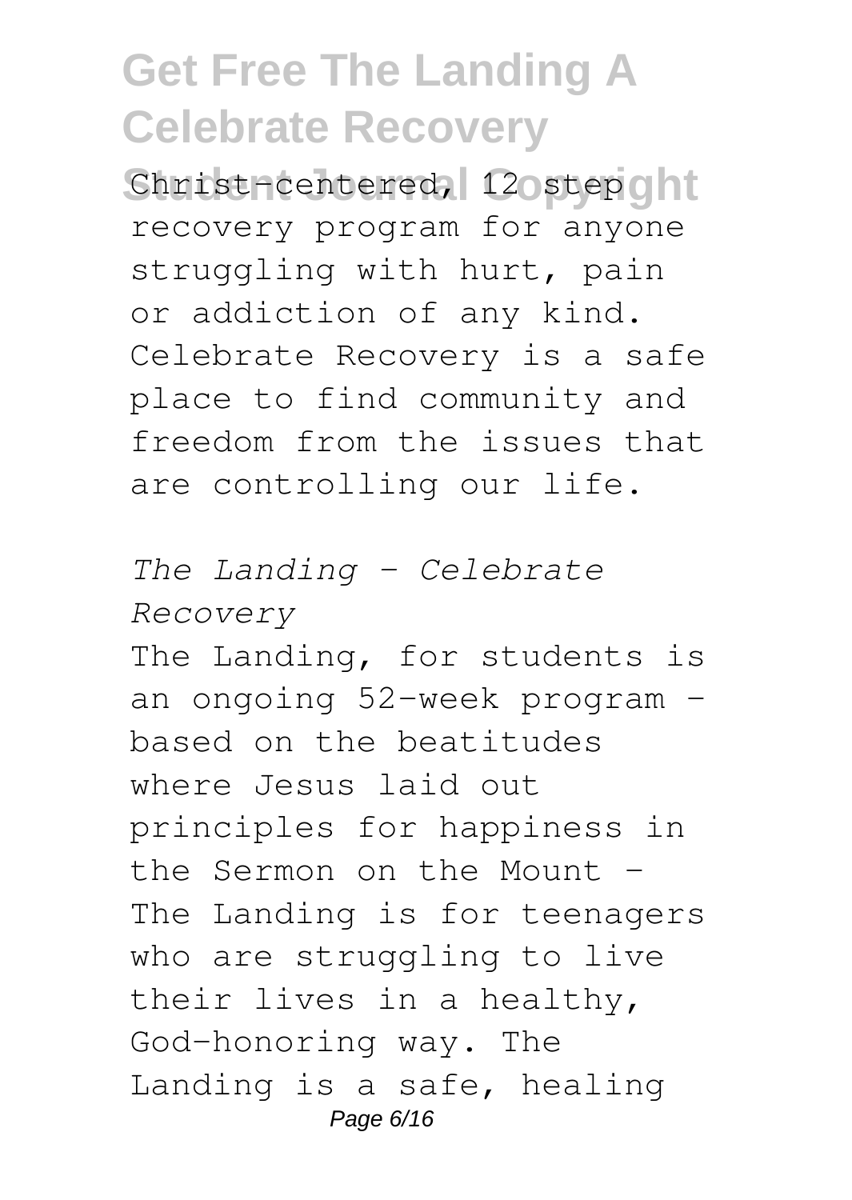Christ-centered, 12 step recovery program for anyone struggling with hurt, pain or addiction of any kind. Celebrate Recovery is a safe place to find community and freedom from the issues that are controlling our life.

*The Landing - Celebrate Recovery*

The Landing, for students is an ongoing 52-week program - based on the beatitudes where Jesus laid out principles for happiness in the Sermon on the Mount - The Landing is for teenagers who are struggling to live their lives in a healthy, God-honoring way. The Landing is a safe, healing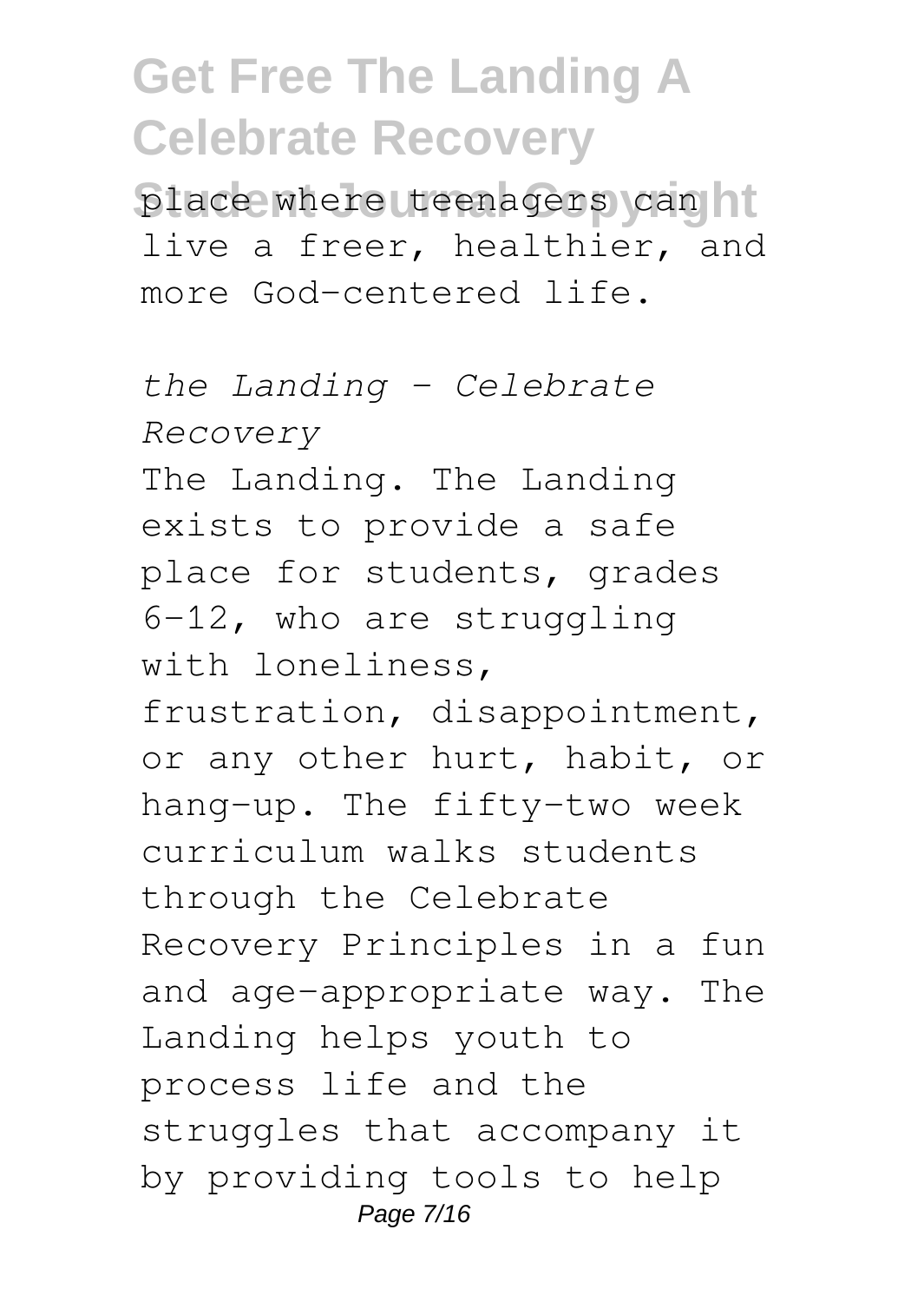place where teenagers can live a freer, healthier, and more God-centered life.

*the Landing - Celebrate Recovery*

The Landing. The Landing exists to provide a safe place for students, grades 6-12, who are struggling with loneliness, frustration, disappointment, or any other hurt, habit, or hang-up. The fifty-two week curriculum walks students through the Celebrate Recovery Principles in a fun and age-appropriate way. The Landing helps youth to process life and the struggles that accompany it by providing tools to help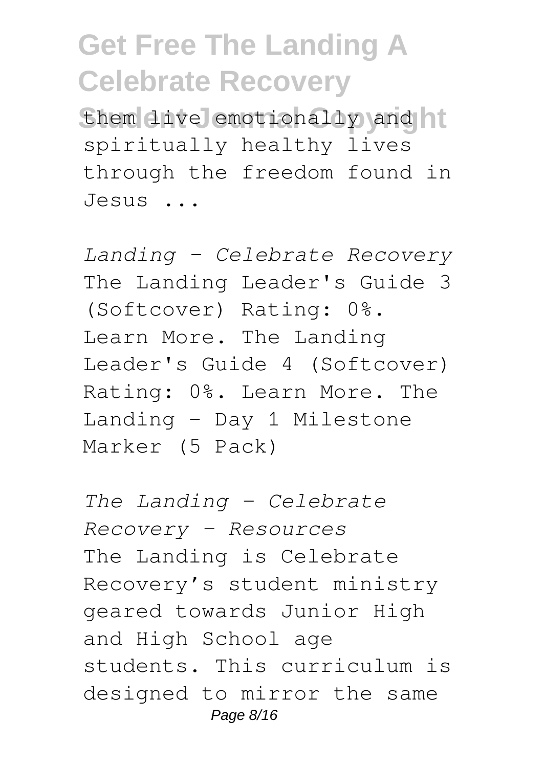them live emotionally and spiritually healthy lives through the freedom found in Jesus ...

*Landing - Celebrate Recovery*

The Landing Leader's Guide 3 (Softcover) Rating: 0%. Learn More. The Landing Leader's Guide 4 (Softcover) Rating: 0%. Learn More. The Landing - Day 1 Milestone Marker (5 Pack)

*The Landing - Celebrate Recovery - Resources*

The Landing is Celebrate Recovery's student ministry geared towards Junior High and High School age students. This curriculum is designed to mirror the same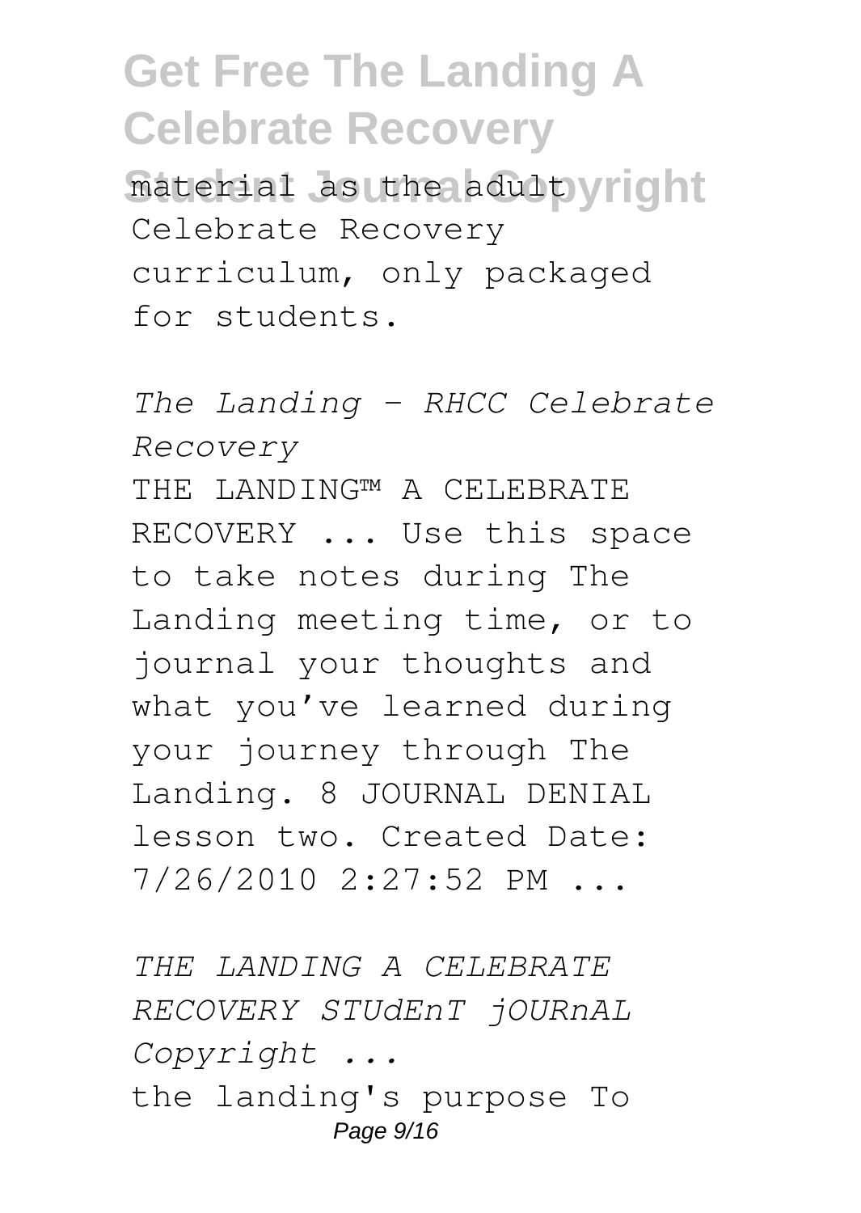material as the adult Celebrate Recovery curriculum, only packaged for students.

*The Landing - RHCC Celebrate Recovery*

THE LANDING™ A CELEBRATE RECOVERY ... Use this space to take notes during The Landing meeting time, or to journal your thoughts and what you've learned during your journey through The Landing. 8 JOURNAL DENIAL lesson two. Created Date: 7/26/2010 2:27:52 PM ...

*THE LANDING A CELEBRATE RECOVERY STUdEnT jOURnAL Copyright ...*

the landing's purpose To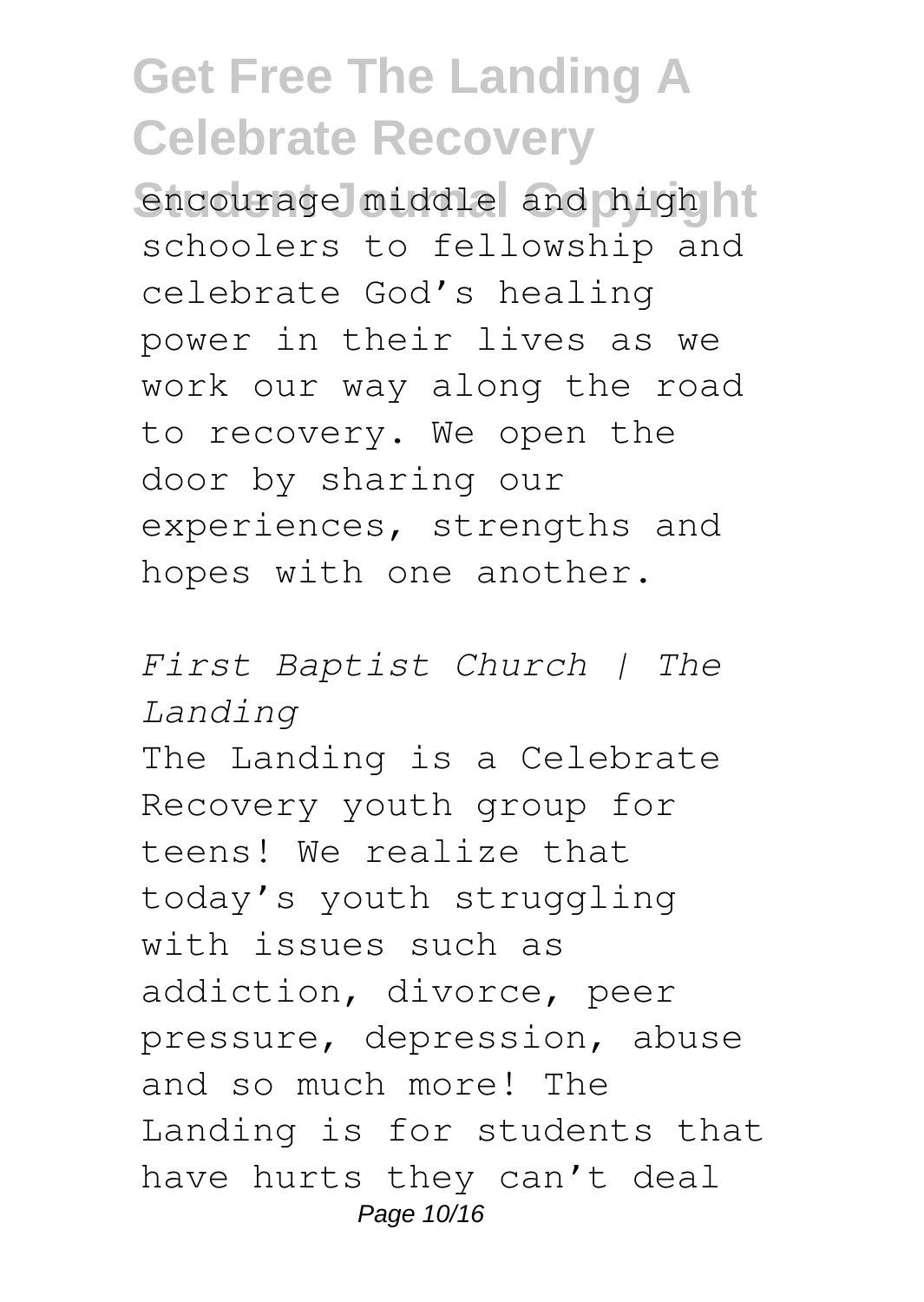encourage middle and high schoolers to fellowship and celebrate God's healing power in their lives as we work our way along the road to recovery. We open the door by sharing our experiences, strengths and hopes with one another.

*First Baptist Church | The Landing*

The Landing is a Celebrate Recovery youth group for teens! We realize that today's youth struggling with issues such as addiction, divorce, peer pressure, depression, abuse and so much more! The Landing is for students that have hurts they can't deal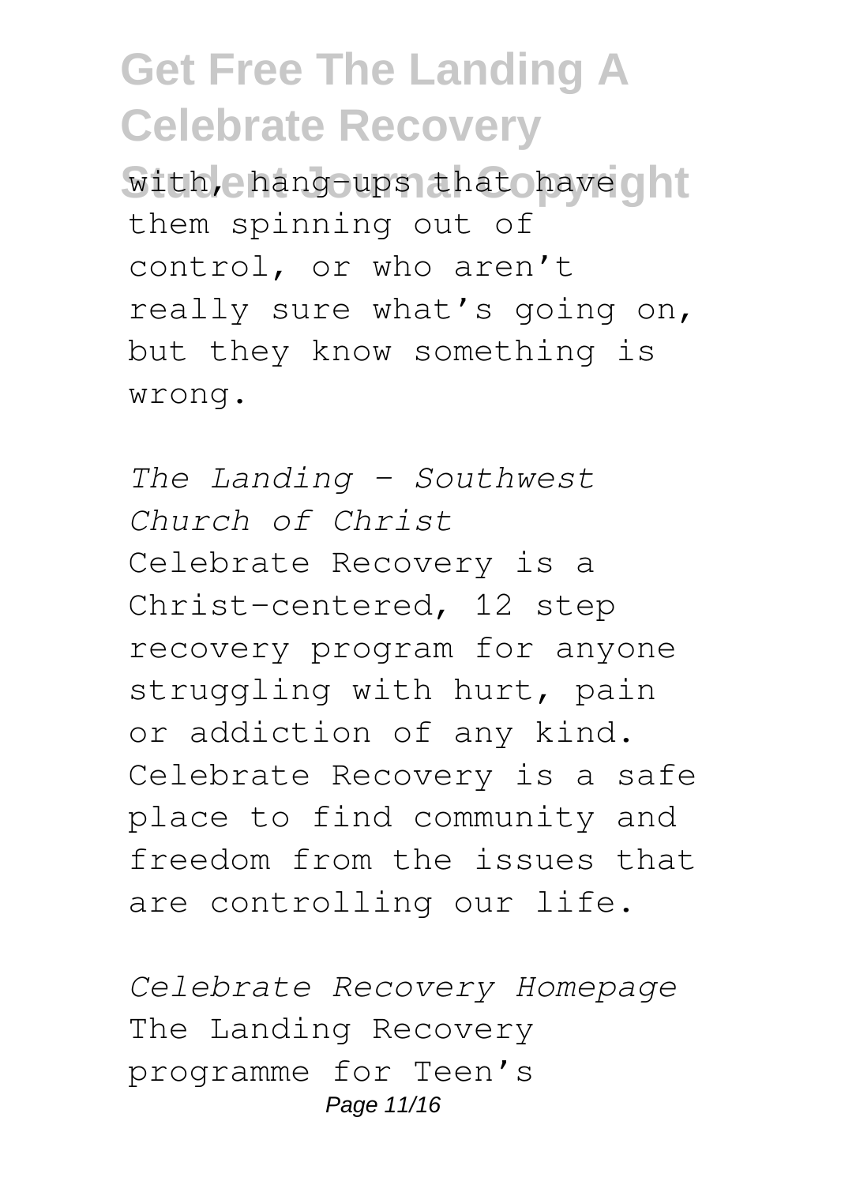with, hang-ups that have them spinning out of control, or who aren't really sure what's going on, but they know something is wrong.

*The Landing - Southwest Church of Christ*

Celebrate Recovery is a Christ-centered, 12 step recovery program for anyone struggling with hurt, pain or addiction of any kind. Celebrate Recovery is a safe place to find community and freedom from the issues that are controlling our life.

*Celebrate Recovery Homepage*

The Landing Recovery programme for Teen's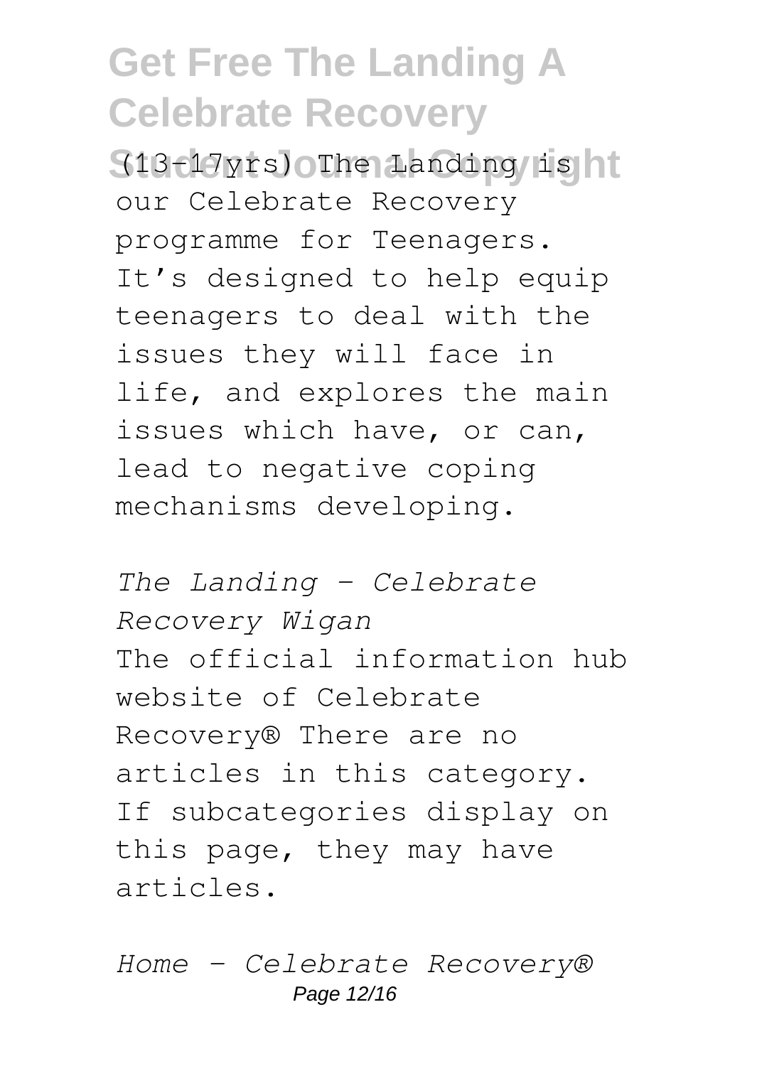(13-17yrs) The Landing is our Celebrate Recovery programme for Teenagers. It’s designed to help equip teenagers to deal with the issues they will face in life, and explores the main issues which have, or can, lead to negative coping mechanisms developing.

*The Landing - Celebrate Recovery Wigan*

The official information hub website of Celebrate Recovery® There are no articles in this category. If subcategories display on this page, they may have articles.

*Home - Celebrate Recovery®*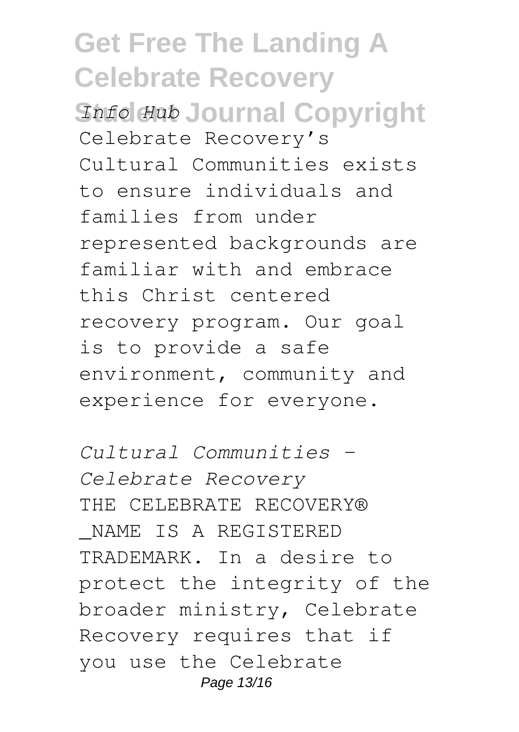*Info Hub*

Celebrate Recovery's Cultural Communities exists to ensure individuals and families from under represented backgrounds are familiar with and embrace this Christ centered recovery program. Our goal is to provide a safe environment, community and experience for everyone.

*Cultural Communities - Celebrate Recovery*

THE CELEBRATE RECOVERY® _NAME IS A REGISTERED TRADEMARK. In a desire to protect the integrity of the broader ministry, Celebrate Recovery requires that if you use the Celebrate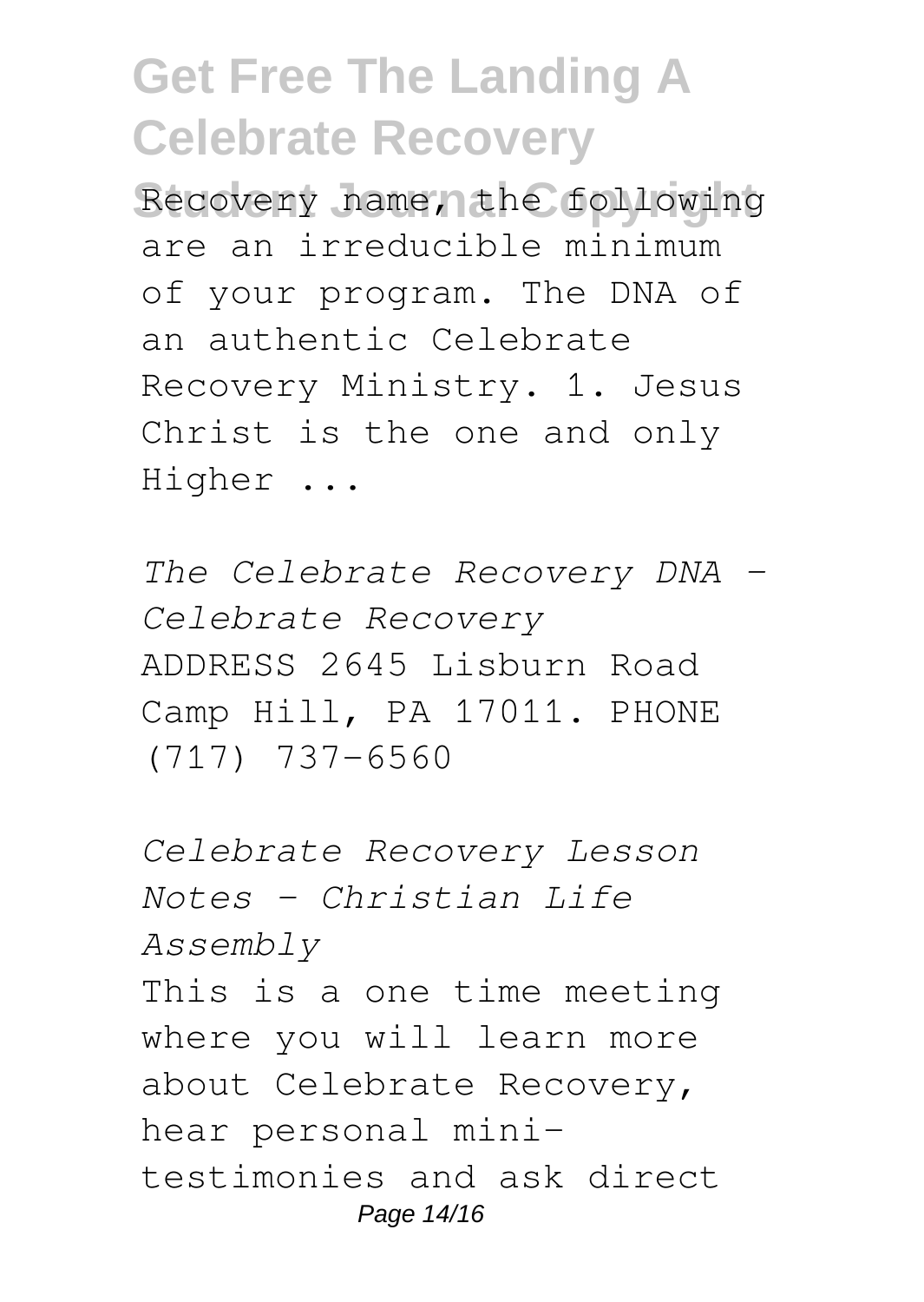Recovery name, the following are an irreducible minimum of your program. The DNA of an authentic Celebrate Recovery Ministry. 1. Jesus Christ is the one and only Higher ...

*The Celebrate Recovery DNA - Celebrate Recovery*

ADDRESS 2645 Lisburn Road Camp Hill, PA 17011. PHONE (717) 737-6560

*Celebrate Recovery Lesson Notes - Christian Life Assembly*

This is a one time meeting where you will learn more about Celebrate Recovery, hear personal mini-testimonies and ask direct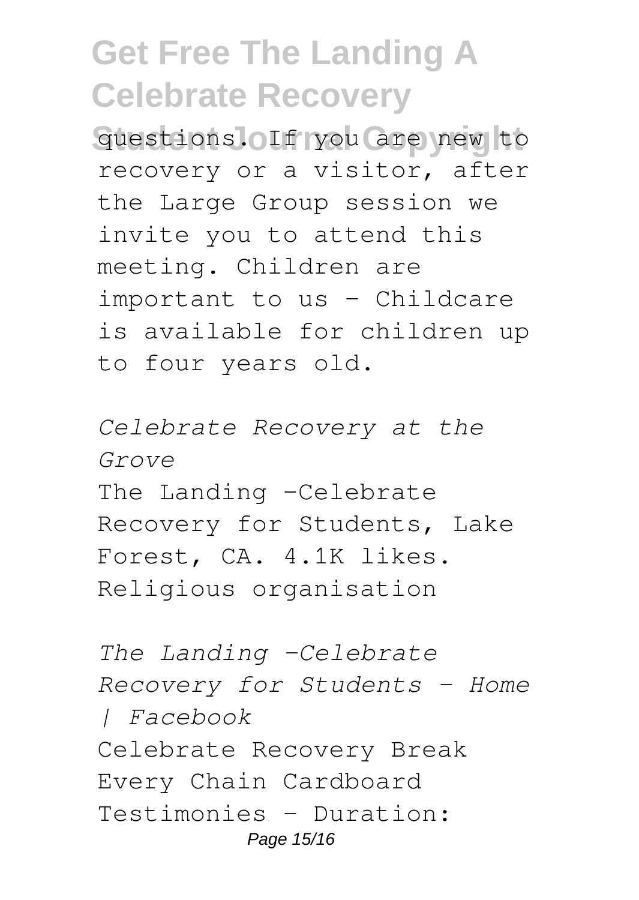questions. If you are new to recovery or a visitor, after the Large Group session we invite you to attend this meeting. Children are important to us - Childcare is available for children up to four years old.

*Celebrate Recovery at the Grove*

The Landing -Celebrate Recovery for Students, Lake Forest, CA. 4.1K likes. Religious organisation

*The Landing -Celebrate Recovery for Students - Home | Facebook*

Celebrate Recovery Break Every Chain Cardboard Testimonies - Duration: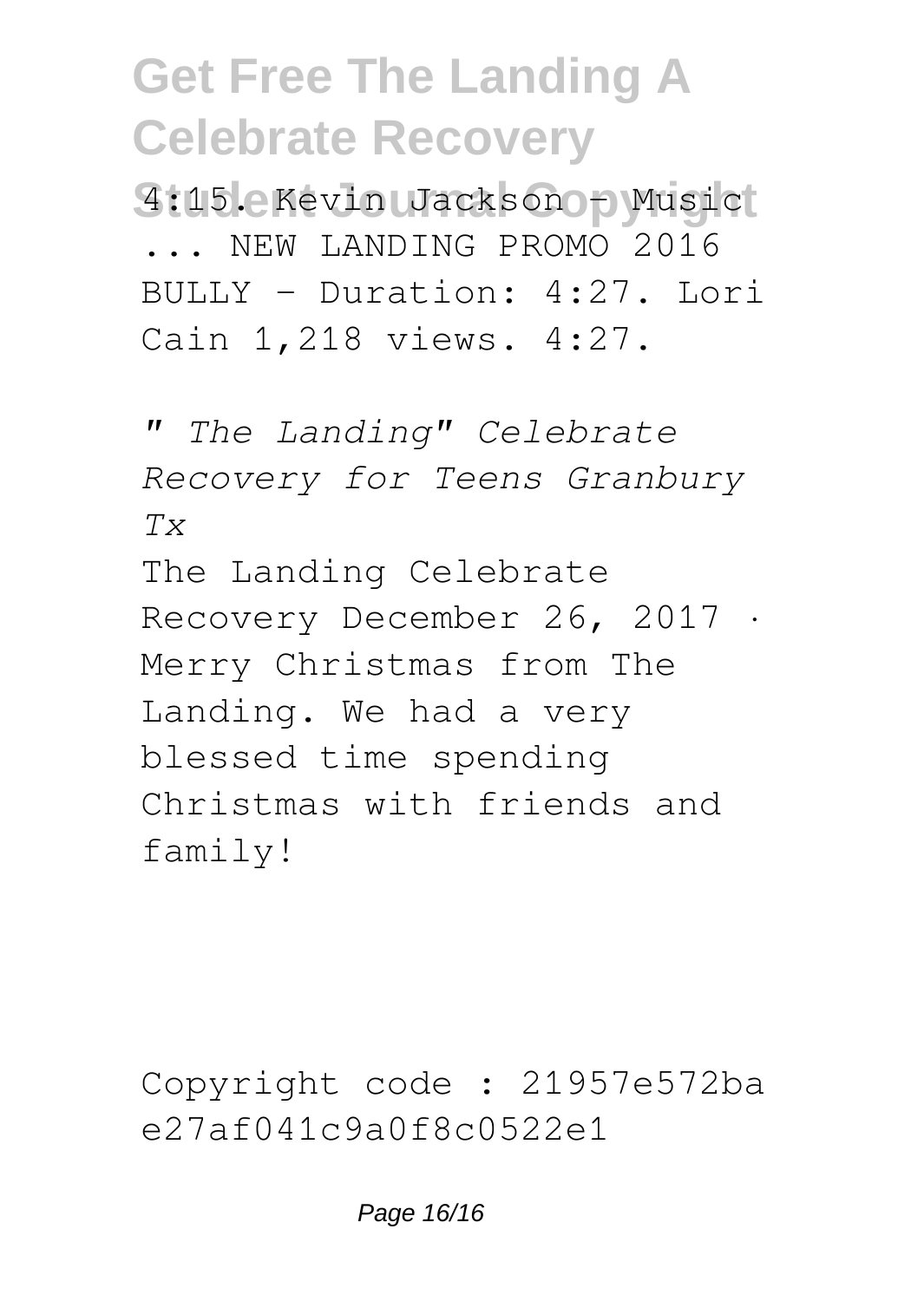4:15. Kevin Jackson - Music ... NEW LANDING PROMO 2016 BULLY - Duration: 4:27. Lori Cain 1,218 views. 4:27.

*" The Landing" Celebrate Recovery for Teens Granbury Tx*

The Landing Celebrate Recovery December 26, 2017 · Merry Christmas from The Landing. We had a very blessed time spending Christmas with friends and family!

Copyright code : 21957e572bae27af041c9a0f8c0522e1